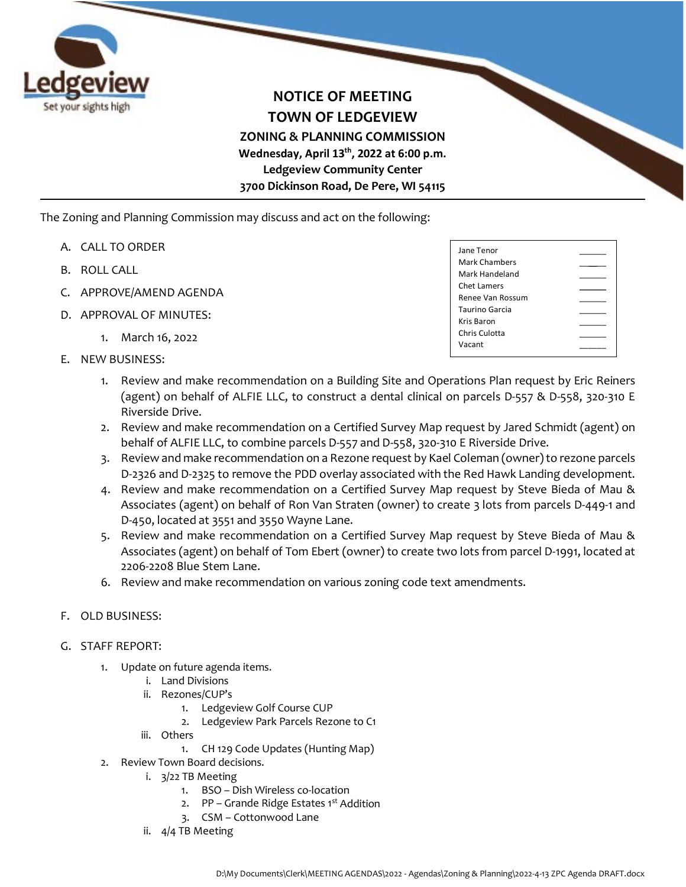Ledgeview
Set your sights high

# NOTICE OF MEETING
# TOWN OF LEDGEVIEW
## ZONING & PLANNING COMMISSION

**Wednesday, April 13th, 2022 at 6:00 p.m.**
**Ledgeview Community Center**
**3700 Dickinson Road, De Pere, WI 54115**

---

The Zoning and Planning Commission may discuss and act on the following:

| | |
|---|---|
| Jane Tenor | ______ |
| Mark Chambers | ______ |
| Mark Handeland | ______ |
| Chet Lamers | ______ |
| Renee Van Rossum | ______ |
| Taurino Garcia | ______ |
| Kris Baron | ______ |
| Chris Culotta | ______ |
| Vacant | ______ |

A. CALL TO ORDER

B. ROLL CALL

C. APPROVE/AMEND AGENDA

D. APPROVAL OF MINUTES:

1. March 16, 2022

E. NEW BUSINESS:

1. Review and make recommendation on a Building Site and Operations Plan request by Eric Reiners (agent) on behalf of ALFIE LLC, to construct a dental clinical on parcels D-557 & D-558, 320-310 E Riverside Drive.
2. Review and make recommendation on a Certified Survey Map request by Jared Schmidt (agent) on behalf of ALFIE LLC, to combine parcels D-557 and D-558, 320-310 E Riverside Drive.
3. Review and make recommendation on a Rezone request by Kael Coleman (owner) to rezone parcels D-2326 and D-2325 to remove the PDD overlay associated with the Red Hawk Landing development.
4. Review and make recommendation on a Certified Survey Map request by Steve Bieda of Mau & Associates (agent) on behalf of Ron Van Straten (owner) to create 3 lots from parcels D-449-1 and D-450, located at 3551 and 3550 Wayne Lane.
5. Review and make recommendation on a Certified Survey Map request by Steve Bieda of Mau & Associates (agent) on behalf of Tom Ebert (owner) to create two lots from parcel D-1991, located at 2206-2208 Blue Stem Lane.
6. Review and make recommendation on various zoning code text amendments.

F. OLD BUSINESS:

G. STAFF REPORT:

1. Update on future agenda items.
   i. Land Divisions
   ii. Rezones/CUP's
      1. Ledgeview Golf Course CUP
      2. Ledgeview Park Parcels Rezone to C1
   iii. Others
      1. CH 129 Code Updates (Hunting Map)
2. Review Town Board decisions.
   i. 3/22 TB Meeting
      1. BSO – Dish Wireless co-location
      2. PP – Grande Ridge Estates 1st Addition
      3. CSM – Cottonwood Lane
   ii. 4/4 TB Meeting

D:\My Documents\Clerk\MEETING AGENDAS\2022 - Agendas\Zoning & Planning\2022-4-13 ZPC Agenda DRAFT.docx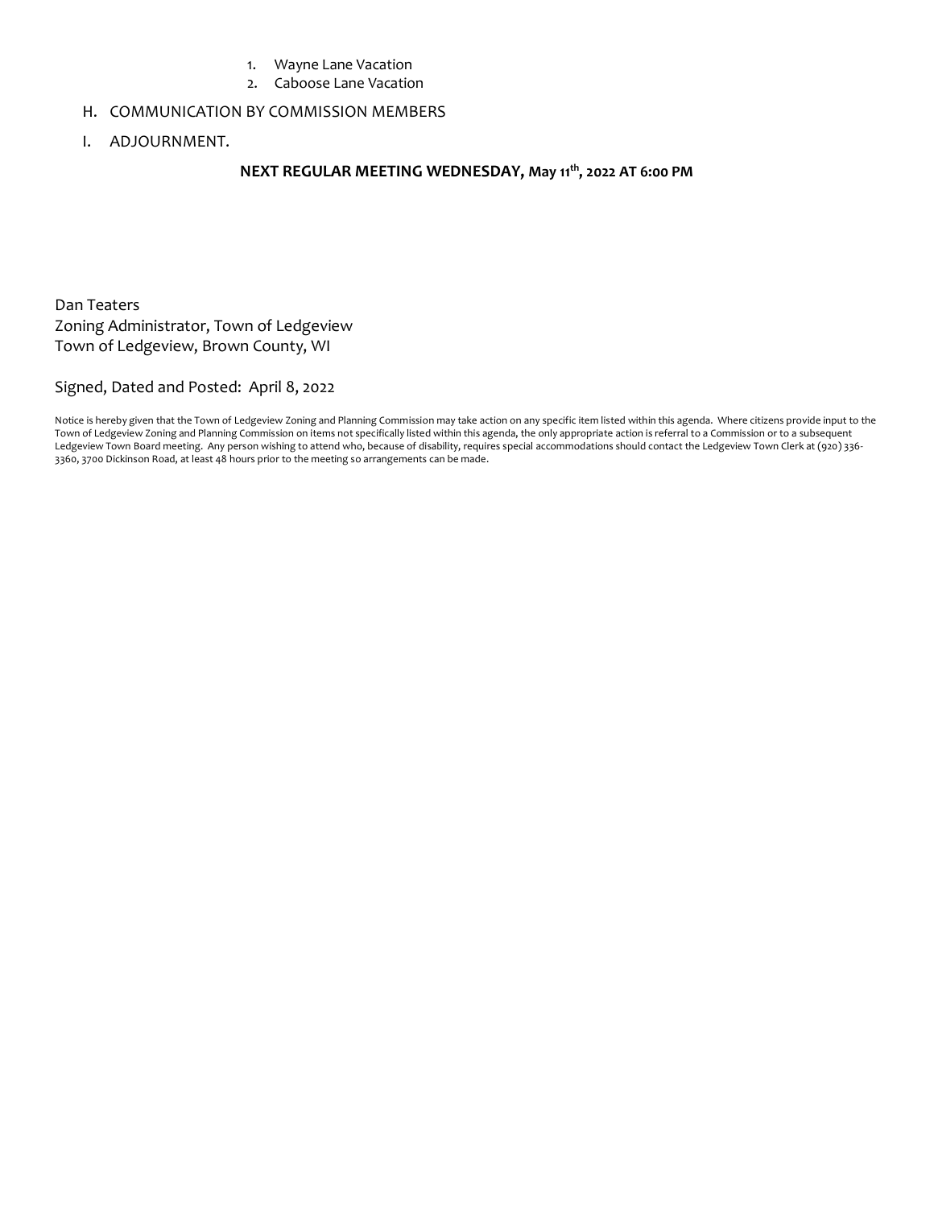1. Wayne Lane Vacation
2. Caboose Lane Vacation

H. COMMUNICATION BY COMMISSION MEMBERS

I. ADJOURNMENT.

**NEXT REGULAR MEETING WEDNESDAY, May 11th, 2022 AT 6:00 PM**

Dan Teaters
Zoning Administrator, Town of Ledgeview
Town of Ledgeview, Brown County, WI

Signed, Dated and Posted: April 8, 2022

Notice is hereby given that the Town of Ledgeview Zoning and Planning Commission may take action on any specific item listed within this agenda. Where citizens provide input to the Town of Ledgeview Zoning and Planning Commission on items not specifically listed within this agenda, the only appropriate action is referral to a Commission or to a subsequent Ledgeview Town Board meeting. Any person wishing to attend who, because of disability, requires special accommodations should contact the Ledgeview Town Clerk at (920) 336-3360, 3700 Dickinson Road, at least 48 hours prior to the meeting so arrangements can be made.